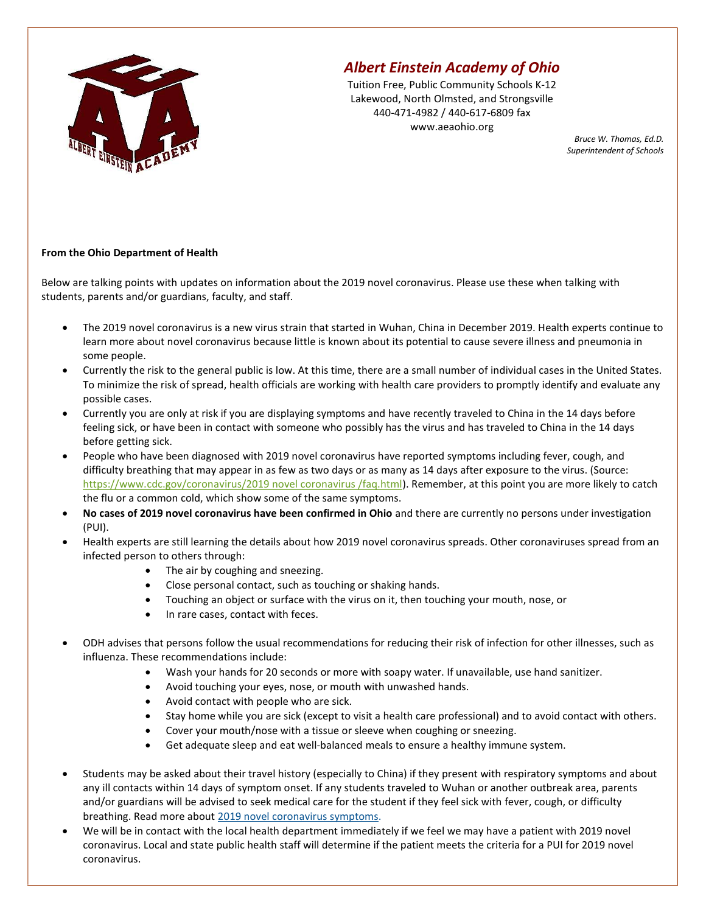# *Albert Einstein Academy of Ohio*

Tuition Free, Public Community Schools K-12
Lakewood, North Olmsted, and Strongsville
440-471-4982 / 440-617-6809 fax
www.aeaohio.org

*Bruce W. Thomas, Ed.D.*
*Superintendent of Schools*

**From the Ohio Department of Health**

Below are talking points with updates on information about the 2019 novel coronavirus. Please use these when talking with students, parents and/or guardians, faculty, and staff.

- The 2019 novel coronavirus is a new virus strain that started in Wuhan, China in December 2019. Health experts continue to learn more about novel coronavirus because little is known about its potential to cause severe illness and pneumonia in some people.
- Currently the risk to the general public is low. At this time, there are a small number of individual cases in the United States. To minimize the risk of spread, health officials are working with health care providers to promptly identify and evaluate any possible cases.
- Currently you are only at risk if you are displaying symptoms and have recently traveled to China in the 14 days before feeling sick, or have been in contact with someone who possibly has the virus and has traveled to China in the 14 days before getting sick.
- People who have been diagnosed with 2019 novel coronavirus have reported symptoms including fever, cough, and difficulty breathing that may appear in as few as two days or as many as 14 days after exposure to the virus. (Source: [https://www.cdc.gov/coronavirus/2019 novel coronavirus /faq.html](https://www.cdc.gov/coronavirus/2019-ncov/faq.html)). Remember, at this point you are more likely to catch the flu or a common cold, which show some of the same symptoms.
- **No cases of 2019 novel coronavirus have been confirmed in Ohio** and there are currently no persons under investigation (PUI).
- Health experts are still learning the details about how 2019 novel coronavirus spreads. Other coronaviruses spread from an infected person to others through:
  - The air by coughing and sneezing.
  - Close personal contact, such as touching or shaking hands.
  - Touching an object or surface with the virus on it, then touching your mouth, nose, or
  - In rare cases, contact with feces.
- ODH advises that persons follow the usual recommendations for reducing their risk of infection for other illnesses, such as influenza. These recommendations include:
  - Wash your hands for 20 seconds or more with soapy water. If unavailable, use hand sanitizer.
  - Avoid touching your eyes, nose, or mouth with unwashed hands.
  - Avoid contact with people who are sick.
  - Stay home while you are sick (except to visit a health care professional) and to avoid contact with others.
  - Cover your mouth/nose with a tissue or sleeve when coughing or sneezing.
  - Get adequate sleep and eat well-balanced meals to ensure a healthy immune system.
- Students may be asked about their travel history (especially to China) if they present with respiratory symptoms and about any ill contacts within 14 days of symptom onset. If any students traveled to Wuhan or another outbreak area, parents and/or guardians will be advised to seek medical care for the student if they feel sick with fever, cough, or difficulty breathing. Read more about 2019 novel coronavirus symptoms.
- We will be in contact with the local health department immediately if we feel we may have a patient with 2019 novel coronavirus. Local and state public health staff will determine if the patient meets the criteria for a PUI for 2019 novel coronavirus.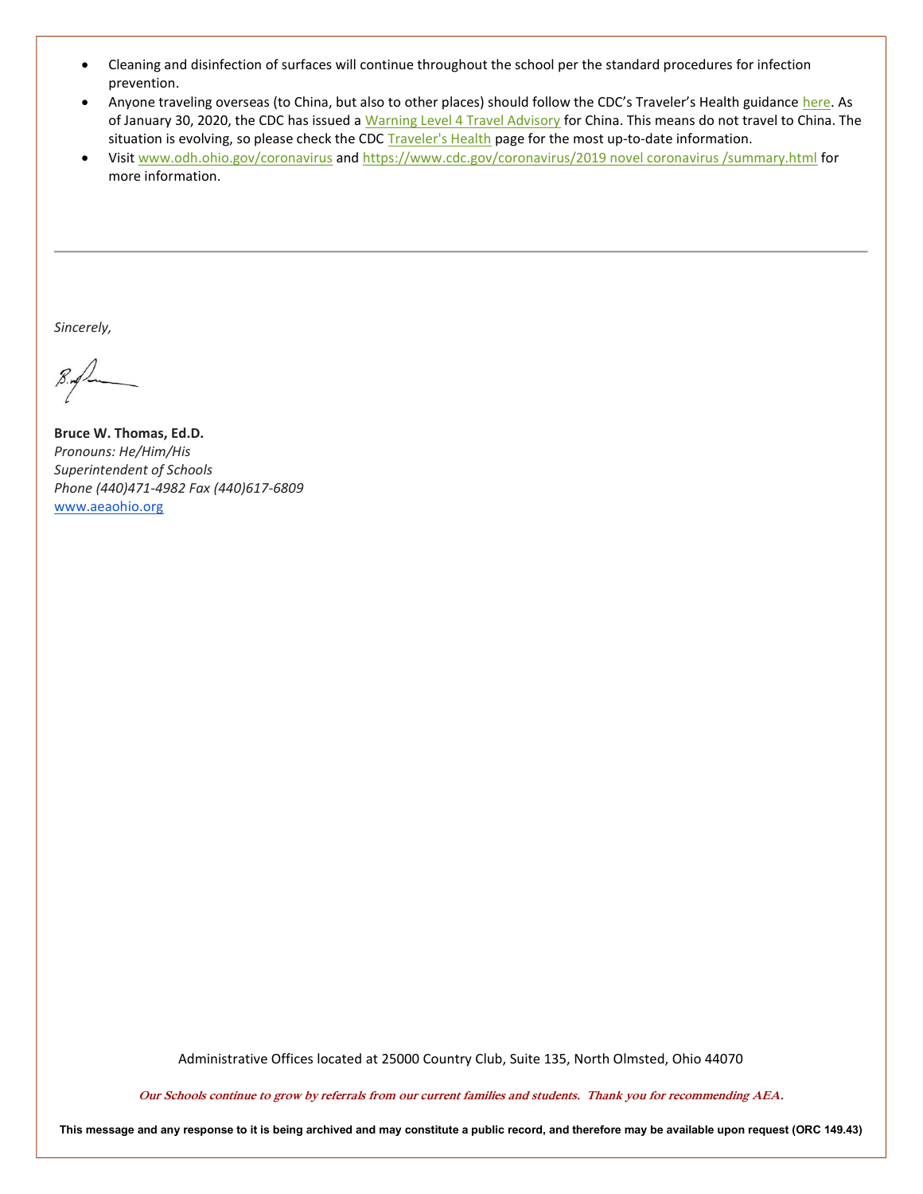- Cleaning and disinfection of surfaces will continue throughout the school per the standard procedures for infection prevention.
- Anyone traveling overseas (to China, but also to other places) should follow the CDC's Traveler's Health guidance here. As of January 30, 2020, the CDC has issued a Warning Level 4 Travel Advisory for China. This means do not travel to China. The situation is evolving, so please check the CDC Traveler's Health page for the most up-to-date information.
- Visit www.odh.ohio.gov/coronavirus and https://www.cdc.gov/coronavirus/2019 novel coronavirus /summary.html for more information.

---

*Sincerely,*

**Bruce W. Thomas, Ed.D.**
*Pronouns: He/Him/His*
*Superintendent of Schools*
*Phone (440)471-4982 Fax (440)617-6809*
www.aeaohio.org

Administrative Offices located at 25000 Country Club, Suite 135, North Olmsted, Ohio 44070

*Our Schools continue to grow by referrals from our current families and students. Thank you for recommending AEA.*

**This message and any response to it is being archived and may constitute a public record, and therefore may be available upon request (ORC 149.43)**